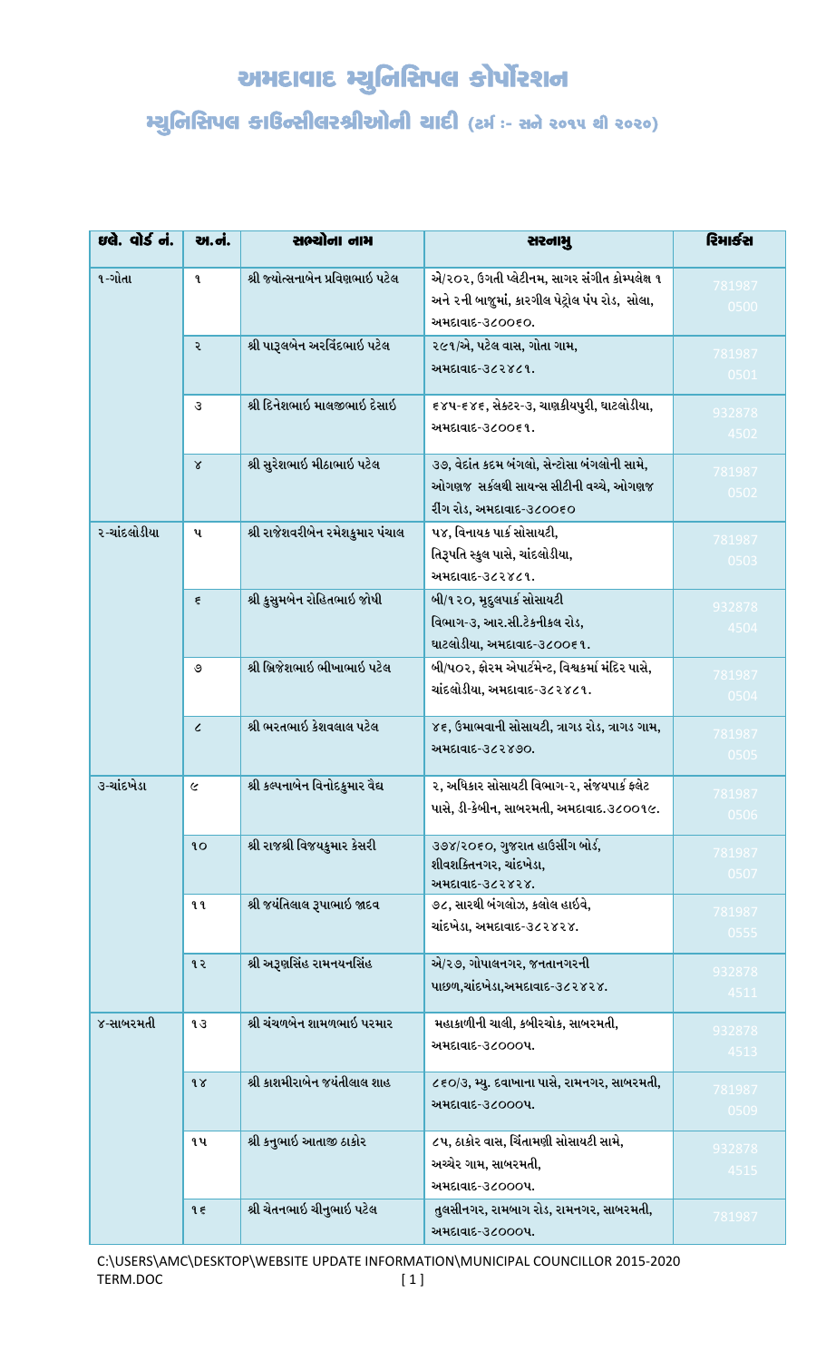# અમદાવાદ મ્યુનિસિપલ કોર્પોરેશન

## મ્યુનિસિપલ કાઉન્સીલરશ્રીઓની યાદી (ટર્મ :- સને ૨૦૧૫ થી ૨૦૨૦)

| ઇલે. વોર્ડ નં. | અ.નં. | સભ્યોના નામ | સરનામુ | રિમાર્કસ |
|---|---|---|---|---|
| ૧-ગોતા | ૧ | શ્રી જ્યોત્સનાબેન પ્રવિણભાઇ પટેલ | એ/૨૦૨, ઉગતી પ્લેટીનમ, સાગર સંગીત કોમ્પ્લેક્ષ ૧ અને ૨ની બાજુમાં, કારગીલ પેટ્રોલ પંપ રોડ, સોલા, અમદાવાદ-૩૮૦૦૬૦. | 7819870500 |
| | ૨ | શ્રી પારૂલબેન અરવિંદભાઇ પટેલ | ૨૯૧/એ, પટેલ વાસ, ગોતા ગામ, અમદાવાદ-૩૮૨૪૮૧. | 7819870501 |
| | ૩ | શ્રી દિનેશભાઇ માલજીભાઇ દેસાઇ | ૬૪૫-૬૪૬, સેકટર-૩, ચાણકીયપુરી, ઘાટલોડીયા, અમદાવાદ-૩૮૦૦૬૧. | 9328784502 |
| | ૪ | શ્રી સુરેશભાઇ મીઠાભાઇ પટેલ | ૩૭, વેદાંત કદમ બંગલો, સેન્ટોસા બંગલોની સામે, ઓગણજ સર્કલથી સાયન્સ સીટીની વચ્ચે, ઓગણજ રીંગ રોડ, અમદાવાદ-૩૮૦૦૬૦ | 7819870502 |
| ૨-ચાંદલોડીયા | ૫ | શ્રી રાજેશવરીબેન રમેશકુમાર પંચાલ | ૫૪, વિનાયક પાર્ક સોસાયટી, તિરૂપતિ સ્કુલ પાસે, ચાંદલોડીયા, અમદાવાદ-૩૮૨૪૮૧. | 7819870503 |
| | ૬ | શ્રી કુસુમબેન રોહિતભાઇ જોષી | બી/૧૨૦, મૃદુલપાર્ક સોસાયટી વિભાગ-૩, આર.સી.ટેકનીકલ રોડ, ઘાટલોડીયા, અમદાવાદ-૩૮૦૦૬૧. | 9328784504 |
| | ૭ | શ્રી બ્રિજેશભાઇ ભીખાભાઇ પટેલ | બી/૫૦૨, ફોરમ એપાર્ટમેન્ટ, વિશ્વકર્મા મંદિર પાસે, ચાંદલોડીયા, અમદાવાદ-૩૮૨૪૮૧. | 7819870504 |
| | ૮ | શ્રી ભરતભાઇ કેશવલાલ પટેલ | ૪૬, ઉમાભવાની સોસાયટી, ત્રાગડ રોડ, ત્રાગડ ગામ, અમદાવાદ-૩૮૨૪૭૦. | 7819870505 |
| ૩-ચાંદખેડા | ૯ | શ્રી કલ્પનાબેન વિનોદકુમાર વૈદ્ય | ૨, અધિકાર સોસાયટી વિભાગ-૨, સંજયપાર્ક ફલેટ પાસે, ડી-કેબીન, સાબરમતી, અમદાવાદ.૩૮૦૦૧૯. | 7819870506 |
| | ૧૦ | શ્રી રાજશ્રી વિજયકુમાર કેસરી | ૩૭૪/૨૦૬૦, ગુજરાત હાઉસીંગ બોર્ડ, શીવશક્તિનગર, ચાંદખેડા, અમદાવાદ-૩૮૨૪૨૪. | 7819870507 |
| | ૧૧ | શ્રી જયંતિલાલ રૂપાભાઇ જાદવ | ૭૮, સારથી બંગલોઝ, કલોલ હાઇવે, ચાંદખેડા, અમદાવાદ-૩૮૨૪૨૪. | 7819870555 |
| | ૧૨ | શ્રી અરૂણસિંહ રામનયનસિંહ | એ/૨૭, ગોપાલનગર, જનતાનગરની પાછળ,ચાંદખેડા,અમદાવાદ-૩૮૨૪૨૪. | 9328784511 |
| ૪-સાબરમતી | ૧૩ | શ્રી ચંચળબેન શામળભાઇ પરમાર | મહાકાળીની ચાલી, કબીરચોક, સાબરમતી, અમદાવાદ-૩૮૦૦૦૫. | 9328784513 |
| | ૧૪ | શ્રી કાશમીરાબેન જયંતીલાલ શાહ | ૮૬૦/૩, મ્યુ. દવાખાના પાસે, રામનગર, સાબરમતી, અમદાવાદ-૩૮૦૦૦૫. | 7819870509 |
| | ૧૫ | શ્રી કનુભાઇ આતાજી ઠાકોર | ૮૫, ઠાકોર વાસ, ચિંતામણી સોસાયટી સામે, અચ્ચેર ગામ, સાબરમતી, અમદાવાદ-૩૮૦૦૦૫. | 9328784515 |
| | ૧૬ | શ્રી ચેતનભાઇ ચીનુભાઇ પટેલ | તુલસીનગર, રામબાગ રોડ, રામનગર, સાબરમતી, અમદાવાદ-૩૮૦૦૦૫. | 781987 |

C:\USERS\AMC\DESKTOP\WEBSITE UPDATE INFORMATION\MUNICIPAL COUNCILLOR 2015-2020 TERM.DOC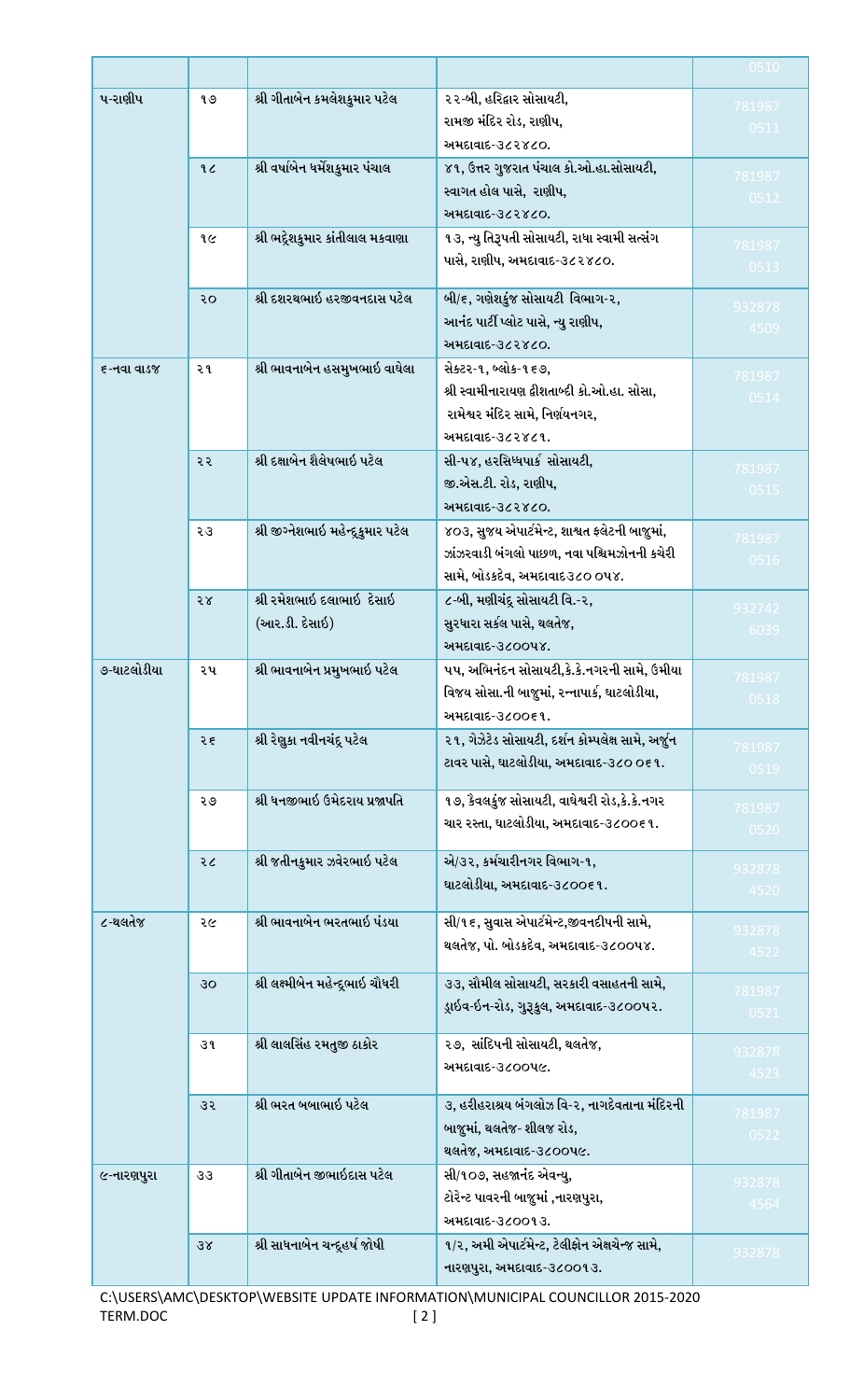| | | | | 0510 |
|---|---|---|---|---|
| ૫-રાણીપ | ૧૭ | શ્રી ગીતાબેન કમલેશકુમાર પટેલ | ૨૨-બી, હરિદ્વાર સોસાયટી, રામજી મંદિર રોડ, રાણીપ, અમદાવાદ-૩૮૨૪૮૦. | 781987 0511 |
| | ૧૮ | શ્રી વર્ષાબેન ધર્મેશકુમાર પંચાલ | ૪૧, ઉત્તર ગુજરાત પંચાલ કો.ઓ.હા.સોસાયટી, સ્વાગત હોલ પાસે, રાણીપ, અમદાવાદ-૩૮૨૪૮૦. | 781987 0512 |
| | ૧૯ | શ્રી ભદ્રેશકુમાર કાંતીલાલ મકવાણા | ૧૩, ન્યુ તિરૂપતી સોસાયટી, રાધા સ્વામી સત્સંગ પાસે, રાણીપ, અમદાવાદ-૩૮૨૪૮૦. | 781987 0513 |
| | ૨૦ | શ્રી દશરથભાઇ હરજીવનદાસ પટેલ | બી/૬, ગણેશકુંજ સોસાયટી વિભાગ-૨, આનંદ પાર્ટી પ્લોટ પાસે, ન્યુ રાણીપ, અમદાવાદ-૩૮૨૪૮૦. | 932878 4509 |
| ૬-નવા વાડજ | ૨૧ | શ્રી ભાવનાબેન હસમુખભાઇ વાઘેલા | સેક્ટર-૧, બ્લોક-૧૬૭, શ્રી સ્વામીનારાયણ દ્વીશતાબ્દી કો.ઓ.હા. સોસા, રામેશ્વર મંદિર સામે, નિર્ણયનગર, અમદાવાદ-૩૮૨૪૮૧. | 781987 0514 |
| | ૨૨ | શ્રી દક્ષાબેન શૈલેષભાઇ પટેલ | સી-૫૪, હરસિધ્ધપાર્ક સોસાયટી, જી.એસ.ટી. રોડ, રાણીપ, અમદાવાદ-૩૮૨૪૮૦. | 781987 0515 |
| | ૨૩ | શ્રી જીગ્નેશભાઇ મહેન્દ્રકુમાર પટેલ | ૪૦૩, સુજય એપાર્ટમેન્ટ, શાશ્વત ફ્લેટની બાજુમાં, ઝાંઝરવાડી બંગલો પાછળ, નવા પશ્ચિમઝોનની કચેરી સામે, બોડકદેવ, અમદાવાદ૩૮૦ ૦૫૪. | 781987 0516 |
| | ૨૪ | શ્રી રમેશભાઇ દલાભાઇ દેસાઇ (આર.ડી. દેસાઇ) | ૮-બી, મણીચંદ્ર સોસાયટી વિ.-૨, સુરધારા સર્કલ પાસે, થલતેજ, અમદાવાદ-૩૮૦૦૫૪. | 932742 6039 |
| ૭-ઘાટલોડીયા | ૨૫ | શ્રી ભાવનાબેન પ્રમુખભાઇ પટેલ | ૫૫, અભિનંદન સોસાયટી,કે.કે.નગરની સામે, ઉમીયા વિજય સોસા.ની બાજુમાં, રન્નાપાર્ક, ઘાટલોડીયા, અમદાવાદ-૩૮૦૦૬૧. | 781987 0518 |
| | ૨૬ | શ્રી રેણુકા નવીનચંદ્ર પટેલ | ૨૧, ગેઝેટેડ સોસાયટી, દર્શન કોમ્પલેક્ષ સામે, અર્જુન ટાવર પાસે, ઘાટલોડીયા, અમદાવાદ-૩૮૦ ૦૬૧. | 781987 0519 |
| | ૨૭ | શ્રી ધનજીભાઇ ઉમેદરાય પ્રજાપતિ | ૧૭, કૈવલકુંજ સોસાયટી, વાઘેશ્વરી રોડ,કે.કે.નગર ચાર રસ્તા, ઘાટલોડીયા, અમદાવાદ-૩૮૦૦૬૧. | 781987 0520 |
| | ૨૮ | શ્રી જતીનકુમાર ઝવેરભાઇ પટેલ | એ/૩૨, કર્મચારીનગર વિભાગ-૧, ઘાટલોડીયા, અમદાવાદ-૩૮૦૦૬૧. | 932878 4520 |
| ૮-થલતેજ | ૨૯ | શ્રી ભાવનાબેન ભરતભાઇ પંડયા | સી/૧૬, સુવાસ એપાર્ટમેન્ટ,જીવનદીપની સામે, થલતેજ, પો. બોડકદેવ, અમદાવાદ-૩૮૦૦૫૪. | 932878 4522 |
| | ૩૦ | શ્રી લક્ષ્મીબેન મહેન્દ્રભાઇ ચૌધરી | ૩૩, સૌમીલ સોસાયટી, સરકારી વસાહતની સામે, ડ્રાઇવ-ઇન-રોડ, ગુરૂકુલ, અમદાવાદ-૩૮૦૦૫૨. | 781987 0521 |
| | ૩૧ | શ્રી લાલસિંહ રમતુજી ઠાકોર | ૨૭, સાંદિપની સોસાયટી, થલતેજ, અમદાવાદ-૩૮૦૦૫૯. | 932878 4523 |
| | ૩૨ | શ્રી ભરત બબાભાઇ પટેલ | ૩, હરીહરાશ્રય બંગલોઝ વિ-૨, નાગદેવતાના મંદિરની બાજુમાં, થલતેજ- શીલજ રોડ, થલતેજ, અમદાવાદ-૩૮૦૦૫૯. | 781987 0522 |
| ૯-નારણપુરા | ૩૩ | શ્રી ગીતાબેન જીભાઇદાસ પટેલ | સી/૧૦૭, સહજાનંદ એવન્યુ, ટોરેન્ટ પાવરની બાજુમાં ,નારણપુરા, અમદાવાદ-૩૮૦૦૧૩. | 932878 4564 |
| | ૩૪ | શ્રી સાધનાબેન ચન્દ્રહર્ષ જોષી | ૧/૨, અમી એપાર્ટમેન્ટ, ટેલીફોન એક્ષચેન્જ સામે, નારણપુરા, અમદાવાદ-૩૮૦૦૧૩. | 932878 |

C:\USERS\AMC\DESKTOP\WEBSITE UPDATE INFORMATION\MUNICIPAL COUNCILLOR 2015-2020 TERM.DOC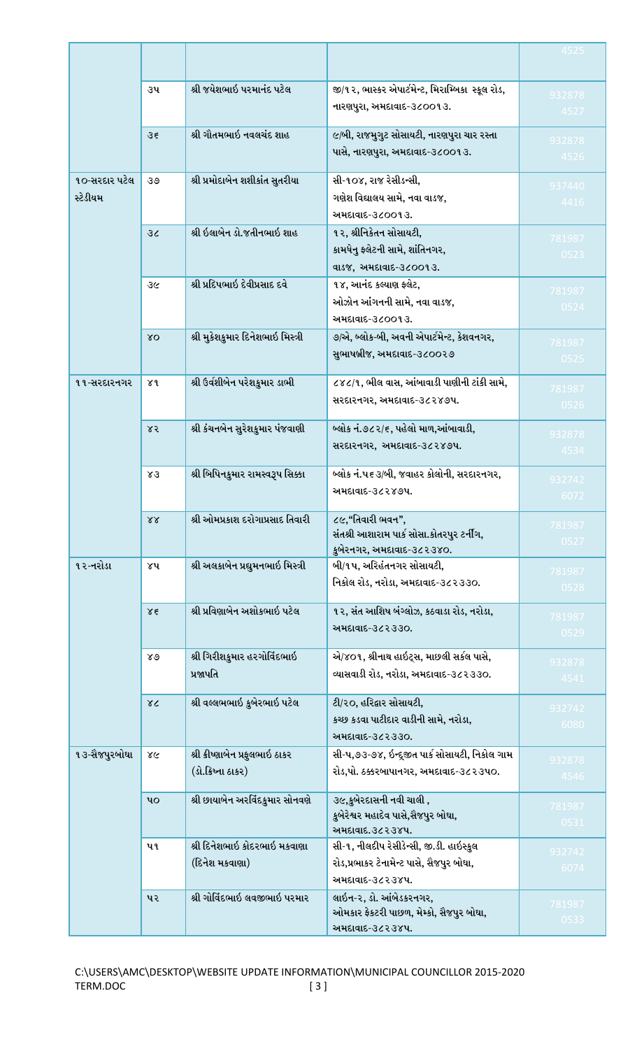| | | | | |
|---|---|---|---|---|
| | | | | 4525 |
| | ૩૫ | શ્રી જયેશભાઇ પરમાનંદ પટેલ | જી/૧૨, ભાસ્કર એપાર્ટમેન્ટ, મિરામ્બિકા સ્કૂલ રોડ, નારણપુરા, અમદાવાદ-૩૮૦૦૧૩. | 932878 4527 |
| | ૩૬ | શ્રી ગૌતમભાઇ નવલચંદ શાહ | ૯/બી, રાજમુગુટ સોસાયટી, નારણપુરા ચાર રસ્તા પાસે, નારણપુરા, અમદાવાદ-૩૮૦૦૧૩. | 932878 4526 |
| ૧૦-સરદાર પટેલ સ્ટેડીયમ | ૩૭ | શ્રી પ્રમોદાબેન શશીકાંત સુતરીયા | સી-૧૦૪, રાજ રેસીડન્સી, ગણેશ વિદ્યાલય સામે, નવા વાડજ, અમદાવાદ-૩૮૦૦૧૩. | 937440 4416 |
| | ૩૮ | શ્રી ઇલાબેન ડો.જતીનભાઇ શાહ | ૧૨, શ્રીનિકેતન સોસાયટી, કામધેનુ ફ્લેટની સામે, શાંતિનગર, વાડજ, અમદાવાદ-૩૮૦૦૧૩. | 781987 0523 |
| | ૩૯ | શ્રી પ્રદિપભાઇ દેવીપ્રસાદ દવે | ૧૪, આનંદ કલ્યાણ ફ્લેટ, ઓઝોન આંગનની સામે, નવા વાડજ, અમદાવાદ-૩૮૦૦૧૩. | 781987 0524 |
| | ૪૦ | શ્રી મુકેશકુમાર દિનેશભાઇ મિસ્ત્રી | ૭/એ, બ્લોક-બી, અવની એપાર્ટમેન્ટ, કેશવનગર, સુભાષબ્રીજ, અમદાવાદ-૩૮૦૦૨૭ | 781987 0525 |
| ૧૧-સરદારનગર | ૪૧ | શ્રી ઉર્વશીબેન પરેશકુમાર ડાભી | ૮૪૮/૧, ભીલ વાસ, આંબાવાડી પાણીની ટાંકી સામે, સરદારનગર, અમદાવાદ-૩૮૨૪૭૫. | 781987 0526 |
| | ૪૨ | શ્રી કંચનબેન સુરેશકુમાર પંજવાણી | બ્લોક નં.૭૮૨/૬, પહેલો માળ,આંબાવાડી, સરદારનગર, અમદાવાદ-૩૮૨૪૭૫. | 932878 4534 |
| | ૪૩ | શ્રી બિપિનકુમાર રામસ્વરૂપ સિક્કા | બ્લોક નં.૫૬૩/બી, જવાહર કોલોની, સરદારનગર, અમદાવાદ-૩૮૨૪૭૫. | 932742 6072 |
| | ૪૪ | શ્રી ઓમપ્રકાશ દરોગાપ્રસાદ તિવારી | ૮૯,"તિવારી ભવન", સંતશ્રી આશારામ પાર્ક સોસા.કોતરપુર ટર્નીંગ, કુબેરનગર, અમદાવાદ-૩૮૨૩૪૦. | 781987 0527 |
| ૧૨-નરોડા | ૪૫ | શ્રી અલકાબેન પ્રદ્યુમનભાઇ મિસ્ત્રી | બી/૧૫, અરિહંતનગર સોસાયટી, નિકોલ રોડ, નરોડા, અમદાવાદ-૩૮૨૩૩૦. | 781987 0528 |
| | ૪૬ | શ્રી પ્રવિણાબેન અશોકભાઇ પટેલ | ૧૨, સંત આશિષ બંગ્લોઝ, કઠવાડા રોડ, નરોડા, અમદાવાદ-૩૮૨૩૩૦. | 781987 0529 |
| | ૪૭ | શ્રી ગિરીશકુમાર હરગોવિંદભાઇ પ્રજાપતિ | એ/૪૦૧, શ્રીનાથ હાઇટ્સ, માછલી સર્કલ પાસે, વ્યાસવાડી રોડ, નરોડા, અમદાવાદ-૩૮૨૩૩૦. | 932878 4541 |
| | ૪૮ | શ્રી વલ્લભભાઇ કુબેરભાઇ પટેલ | ટી/૨૦, હરિદ્વાર સોસાયટી, કચ્છ કડવા પાટીદાર વાડીની સામે, નરોડા, અમદાવાદ-૩૮૨૩૩૦. | 932742 6080 |
| ૧૩-સૈજપુરબોઘા | ૪૯ | શ્રી ક્રીષ્ણાબેન પ્રફુલભાઇ ઠાકર (ડો.ક્રિષ્ના ઠાકર) | સી-૫,૭૩-૭૪, ઇન્દ્રજીત પાર્ક સોસાયટી, નિકોલ ગામ રોડ,પો. ઠક્કરબાપાનગર, અમદાવાદ-૩૮૨૩૫૦. | 932878 4546 |
| | ૫૦ | શ્રી છાયાબેન અરવિંદકુમાર સોનવણે | ૩૯,કુબેરદાસની નવી ચાલી , કુબેરેશ્વર મહાદેવ પાસે,સૈજપુર બોઘા, અમદાવાદ.૩૮૨૩૪૫. | 781987 0531 |
| | ૫૧ | શ્રી દિનેશભાઇ કોદરભાઇ મકવાણા (દિનેશ મકવાણા) | સી-૧, નીલદીપ રેસીડેન્સી, જી.ડી. હાઇસ્કુલ રોડ,પ્રભાકર ટેનામેન્ટ પાસે, સૈજપુર બોઘા, અમદાવાદ-૩૮૨૩૪૫. | 932742 6074 |
| | ૫૨ | શ્રી ગોવિંદભાઇ લવજીભાઇ પરમાર | લાઇન-૨, ડો. આંબેડકરનગર, ઓમકાર ફેક્ટરી પાછળ, મેમ્કો, સૈજપુર બોઘા, અમદાવાદ-૩૮૨૩૪૫. | 781987 0533 |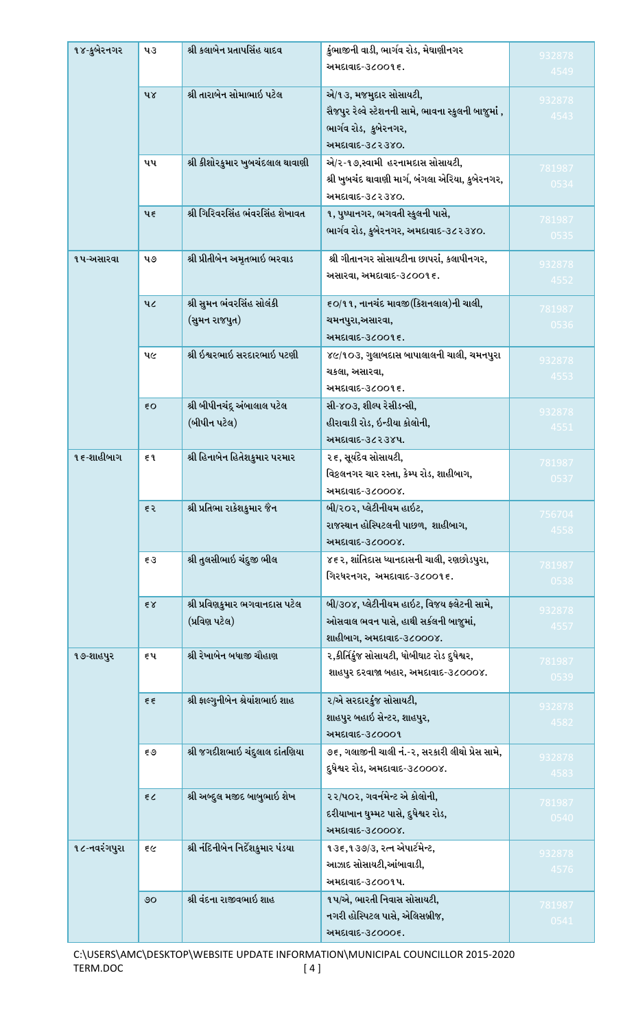| ૧૪-કુબેરનગર | ૫૩ | શ્રી કલાબેન પ્રતાપસિંહ યાદવ | કુંભાજીની વાડી, ભાર્ગવ રોડ, મેઘાણીનગર અમદાવાદ-૩૮૦૦૧૬. | 9328784549 |
|---|---|---|---|---|
| | ૫૪ | શ્રી તારાબેન સોમાભાઈ પટેલ | એ/૧૩, મજમુદાર સોસાયટી, સૈજપુર રેલ્વે સ્ટેશનની સામે, ભાવના સ્કુલની બાજુમાં , ભાર્ગવ રોડ, કુબેરનગર, અમદાવાદ-૩૮૨૩૪૦. | 9328784543 |
| | ૫૫ | શ્રી કીશોરકુમાર ખુબચંદલાલ થાવાણી | એ/૨-૧૭,સ્વામી હરનામદાસ સોસાયટી, શ્રી ખુબચંદ થાવાણી માર્ગ, બંગલા એરિયા, કુબેરનગર, અમદાવાદ-૩૮૨૩૪૦. | 7819870534 |
| | ૫૬ | શ્રી ગિરિવરસિંહ ભંવરસિંહ શેખાવત | ૧, પુષ્પાનગર, ભગવતી સ્કુલની પાસે, ભાર્ગવ રોડ, કુબેરનગર, અમદાવાદ-૩૮૨૩૪૦. | 7819870535 |
| ૧૫-અસારવા | ૫૭ | શ્રી પ્રીતીબેન અમૃતભાઈ ભરવાડ | શ્રી ગીતાનગર સોસાયટીના છાપરાં, કલાપીનગર, અસારવા, અમદાવાદ-૩૮૦૦૧૬. | 9328784552 |
| | ૫૮ | શ્રી સુમન ભંવરસિંહ સોલંકી (સુમન રાજપુત) | ૬૦/૧૧, નાનચંદ માવજી(કિશનલાલ)ની ચાલી, ચમનપુરા,અસારવા, અમદાવાદ-૩૮૦૦૧૬. | 7819870536 |
| | ૫૯ | શ્રી ઈશ્વરભાઈ સરદારભાઈ પટણી | ૪૯/૧૦૩, ગુલાબદાસ બાપાલાલની ચાલી, ચમનપુરા ચકલા, અસારવા, અમદાવાદ-૩૮૦૦૧૬. | 9328784553 |
| | ૬૦ | શ્રી બીપીનચંદ્ર અંબાલાલ પટેલ (બીપીન પટેલ) | સી-૪૦૩, શીલ્પ રેસીડન્સી, હીરાવાડી રોડ, ઈન્ડીયા કોલોની, અમદાવાદ-૩૮૨૩૪૫. | 9328784551 |
| ૧૬-શાહીબાગ | ૬૧ | શ્રી હિનાબેન હિતેશકુમાર પરમાર | ૨૬, સૂર્યદેવ સોસાયટી, વિઠ્ઠલનગર ચાર રસ્તા, કેમ્પ રોડ, શાહીબાગ, અમદાવાદ-૩૮૦૦૦૪. | 7819870537 |
| | ૬૨ | શ્રી પ્રતિભા રાકેશકુમાર જૈન | બી/૨૦૨, પ્લેટીનીયમ હાઈટ, રાજસ્થાન હોસ્પિટલની પાછળ, શાહીબાગ, અમદાવાદ-૩૮૦૦૦૪. | 7567044558 |
| | ૬૩ | શ્રી તુલસીભાઈ ચંદુજી ભીલ | ૪૬૨, શાંતિદાસ ધ્યાનદાસની ચાલી, રણછોડપુરા, ગિરધરનગર, અમદાવાદ-૩૮૦૦૧૬. | 7819870538 |
| | ૬૪ | શ્રી પ્રવિણકુમાર ભગવાનદાસ પટેલ (પ્રવિણ પટેલ) | બી/૩૦૪, પ્લેટીનીયમ હાઈટ, વિજય ફ્લેટની સામે, ઓસવાલ ભવન પાસે, હાથી સર્કલની બાજુમાં, શાહીબાગ, અમદાવાદ-૩૮૦૦૦૪. | 9328784557 |
| ૧૭-શાહપુર | ૬૫ | શ્રી રેખાબેન બધાજી ચૌહાણ | ૨,કીર્તિકુંજ સોસાયટી, ધોબીઘાટ રોડ દુધેશ્વર, શાહપુર દરવાજા બહાર, અમદાવાદ-૩૮૦૦૦૪. | 7819870539 |
| | ૬૬ | શ્રી ફાલ્ગુનીબેન શ્રેયાંશભાઈ શાહ | ૨/એ સરદારકુંજ સોસાયટી, શાહપુર બહાઈ સેન્ટર, શાહપુર, અમદાવાદ-૩૮૦૦૦૧ | 9328784582 |
| | ૬૭ | શ્રી જગદીશભાઈ ચંદુલાલ દાંતણિયા | ૭૬, ગલાજીની ચાલી નં.-૨, સરકારી લીથો પ્રેસ સામે, દુધેશ્વર રોડ, અમદાવાદ-૩૮૦૦૦૪. | 9328784583 |
| | ૬૮ | શ્રી અબ્દુલ મજીદ બાબુભાઈ શેખ | ૨૨/૫૦૨, ગવર્નમેન્ટ એ કોલોની, દરીયાખાન ઘુમ્મટ પાસે, દુધેશ્વર રોડ, અમદાવાદ-૩૮૦૦૦૪. | 7819870540 |
| ૧૮-નવરંગપુરા | ૬૯ | શ્રી નંદિનીબેન નિર્દેશકુમાર પંડયા | ૧૩૬,૧૩૭/૩, રત્ન એપાર્ટમેન્ટ, આઝાદ સોસાયટી,આંબાવાડી, અમદાવાદ-૩૮૦૦૧૫. | 9328784576 |
| | ૭૦ | શ્રી વંદના રાજીવભાઈ શાહ | ૧૫/એ, ભારતી નિવાસ સોસાયટી, નગરી હોસ્પિટલ પાસે, એલિસબ્રીજ, અમદાવાદ-૩૮૦૦૦૬. | 7819870541 |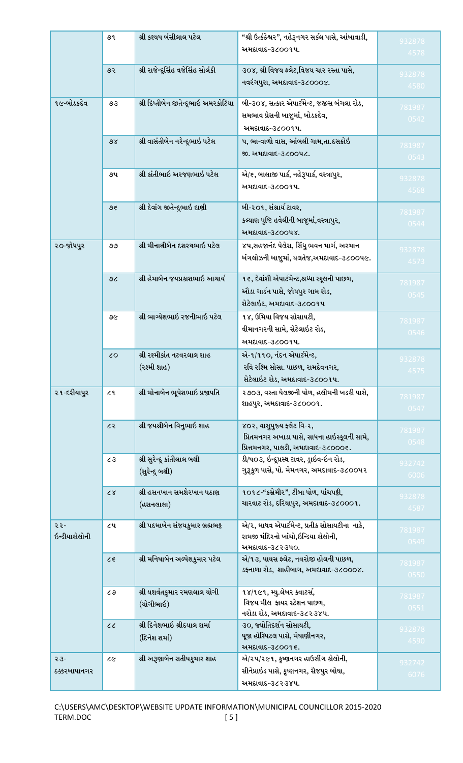| | | | | |
|---|---|---|---|---|
| | ૭૧ | શ્રી કશ્યપ બંસીલાલ પટેલ | "શ્રી ઉત્કંઠેશ્વર", નહેરૂનગર સર્કલ પાસે, આંબાવાડી, અમદાવાદ-૩૮૦૦૧૫. | 9328784578 |
| | ૭૨ | શ્રી રાજેન્દ્રસિંહ વજેસિંહ સોલંકી | ૩૦૪, શ્રી વિજય ફ્લેટ,વિજય ચાર રસ્તા પાસે, નવરંગપુરા, અમદાવાદ-૩૮૦૦૦૯. | 9328784580 |
| ૧૯-બોડકદેવ | ૭૩ | શ્રી દિપ્તીબેન જીતેન્દ્રભાઇ અમરકોટિયા | બી-૩૦૪, સત્કાર એપાર્ટમેન્ટ, જજીસ બંગલા રોડ, સમભાવ પ્રેસની બાજુમાં, બોડકદેવ, અમદાવાદ-૩૮૦૦૧૫. | 7819870542 |
| | ૭૪ | શ્રી વાસંતીબેન નરેન્દ્રભાઇ પટેલ | ૫, ભા-વાળો વાસ, આંબલી ગામ,તા.દસક્રોઇ જી. અમદાવાદ-૩૮૦૦૫૮. | 7819870543 |
| | ૭૫ | શ્રી કાંતીભાઇ અરજણભાઇ પટેલ | એ/૬, બાલાજી પાર્ક, નહેરૂપાર્ક, વસ્ત્રાપુર, અમદાવાદ-૩૮૦૦૧૫. | 9328784568 |
| | ૭૬ | શ્રી દેવાંગ જીતેન્દ્રભાઇ દાણી | બી-૨૦૧, સંશ્રાર્ય ટાવર, કલ્યાણ પુષ્ટિ હવેલીની બાજુમાં,વસ્ત્રાપુર, અમદાવાદ-૩૮૦૦૫૪. | 7819870544 |
| ૨૦-જોધપુર | ૭૭ | શ્રી મીનાક્ષીબેન દશરથભાઇ પટેલ | ૪૫,સહજાનંદ પેલેસ, સિંધુ ભવન માર્ગ, અરમાન બંગલોઝની બાજુમાં, થલતેજ,અમદાવાદ-૩૮૦૦૫૯. | 9328784573 |
| | ૭૮ | શ્રી હેમાબેન જયપ્રકાશભાઇ આચાર્ય | ૧૬, દેવાંશી એપાર્ટમેન્ટ,શ્રધ્ધા સ્કૂલની પાછળ, ઓડા ગાર્ડન પાસે, જોધપુર ગામ રોડ, સેટેલાઇટ, અમદાવાદ-૩૮૦૦૧૫ | 7819870545 |
| | ૭૯ | શ્રી ભાગ્યેશભાઇ રજનીભાઇ પટેલ | ૧૪, ઉમિયા વિજય સોસાયટી, વીમાનગરની સામે, સેટેલાઇટ રોડ, અમદાવાદ-૩૮૦૦૧૫. | 7819870546 |
| | ૮૦ | શ્રી રશ્મીકાંત નટવરલાલ શાહ (રશ્મી શાહ) | એ-૧/૧૧૦, નંદન એપાર્ટમેન્ટ, રવિ રશ્મિ સોસા. પાછળ, રામદેવનગર, સેટેલાઇટ રોડ, અમદાવાદ-૩૮૦૦૧૫. | 9328784575 |
| ૨૧-દરીયાપુર | ૮૧ | શ્રી મોનાબેન ભૂપેશભાઇ પ્રજાપતિ | ૨૭૦૩, વસ્તા ઘેલજીની પોળ, હલીમની ખડકી પાસે, શાહપુર, અમદાવાદ-૩૮૦૦૦૧. | 7819870547 |
| | ૮૨ | શ્રી જયશ્રીબેન વિનુભાઇ શાહ | ૪૦૨, વાસુપુજ્ય ફ્લેટ વિ-૨, પ્રિતમનગર અખાડા પાસે, સાધના હાઇસ્કૂલની સામે, પ્રિત્તમનગર, પાલડી, અમદાવાદ-૩૮૦૦૦૬. | 7819870548 |
| | ૮૩ | શ્રી સુરેન્દ્ર કાંતીલાલ બક્ષી (સુરેન્દ્ર બક્ષી) | ડી/૫૦૩, ઇન્દ્રપ્રસ્થ ટાવર, ડ્રાઇવ-ઇન રોડ, ગુરૂકુળ પાસે, પો. મેમનગર, અમદાવાદ-૩૮૦૦૫૨ | 9327426006 |
| | ૮૪ | શ્રી હસનખાન સમશેરખાન પઠાણ (હસનલાલા) | ૧૦૧૮-"કસ્નેમીર", ટીંબા પોળ, પાંચપટ્ટી, ચારવાટ રોડ, દરિયાપુર, અમદાવાદ-૩૮૦૦૦૧. | 9328784587 |
| ૨૨-ઇન્ડીયાકોલોની | ૮૫ | શ્રી પદમાબેન સંજયકુમાર બ્રહ્મભટ્ટ | એ/૨, માધવ એપાર્ટમેન્ટ, પ્રતીક સોસાયટીના નાકે, રામજી મંદિરનો ખાંચો,ઇન્ડિયા કોલોની, અમદાવાદ-૩૮૨૩૫૦. | 7819870549 |
| | ૮૬ | શ્રી મનિષાબેન અલ્પેશકુમાર પટેલ | એ/૧૩, પાયસ ફ્લેટ, નવરોજી હોલની પાછળ, ડફનાળા રોડ, શાહીબાગ, અમદાવાદ-૩૮૦૦૦૪. | 7819870550 |
| | ૮૭ | શ્રી યશવંતકુમાર રમણલાલ યોગી (યોગીભાઇ) | ૧૪/૧૯૧, મ્યુ.લેબર ક્વાટર્સ, વિજય મીલ ફાયર સ્ટેશન પાછળ, નરોડા રોડ, અમદાવાદ-૩૮૨૩૪૫. | 7819870551 |
| | ૮૮ | શ્રી દિનેશભાઇ શ્રીદયાલ શર્મા (દિનેશ શર્મા) | ૩૦, જ્યોતિદર્શન સોસાયટી, પૂજા હોસ્પિટલ પાસે, મેઘાણીનગર, અમદાવાદ-૩૮૦૦૧૬. | 9328784590 |
| ૨૩-ઠક્કરબાપાનગર | ૮૯ | શ્રી અરૂણાબેન સતીષકુમાર શાહ | એ/૨૫/૨૯૧, કૃષ્ણનગર હાઉસીંગ કોલોની, સીનેપ્રાઇડ પાસે, કૃષ્ણનગર, સૈજપુર બોઘા, અમદાવાદ-૩૮૨૩૪૫. | 9327426076 |

C:\USERS\AMC\DESKTOP\WEBSITE UPDATE INFORMATION\MUNICIPAL COUNCILLOR 2015-2020 TERM.DOC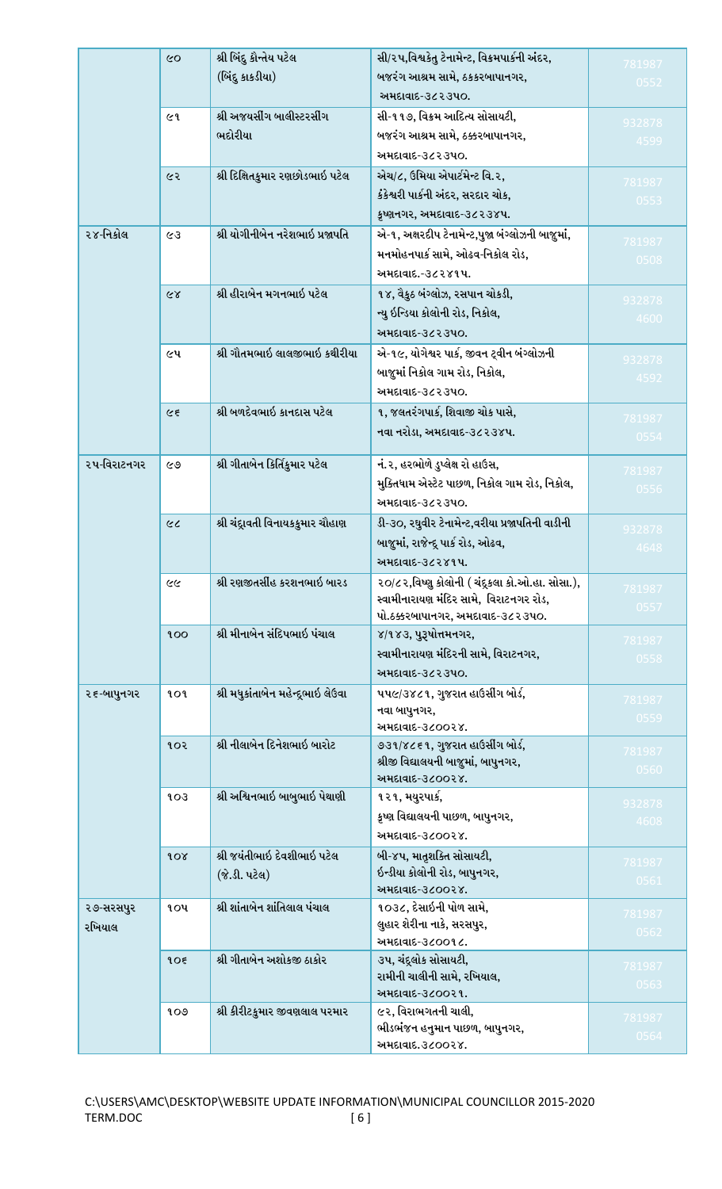| | | | | |
|---|---|---|---|---|
| | ૯૦ | શ્રી બિંદુ કૌન્તેય પટેલ (બિંદુ કાકડીયા) | સી/૨૫,વિશ્વકેતુ ટેનામેન્ટ, વિક્રમપાર્કની અંદર, બજરંગ આશ્રમ સામે, ઠક્કરબાપાનગર, અમદાવાદ-૩૮૨૩૫૦. | 7819870552 |
| | ૯૧ | શ્રી અજયસીંગ બાલીસ્ટરસીંગ ભદોરીયા | સી-૧૧૭, વિક્રમ આદિત્ય સોસાયટી, બજરંગ આશ્રમ સામે, ઠક્કરબાપાનગર, અમદાવાદ-૩૮૨૩૫૦. | 9328784599 |
| | ૯૨ | શ્રી દિક્ષિતકુમાર રણછોડભાઈ પટેલ | એચ/૮, ઉમિયા એપાર્ટમેન્ટ વિ.૨, કંકેશ્વરી પાર્કની અંદર, સરદાર ચોક, કૃષ્ણનગર, અમદાવાદ-૩૮૨૩૪૫. | 7819870553 |
| ૨૪-નિકોલ | ૯૩ | શ્રી યોગીનીબેન નરેશભાઈ પ્રજાપતિ | એ-૧, અક્ષરદીપ ટેનામેન્ટ,પુજા બંગ્લોઝની બાજુમાં, મનમોહનપાર્ક સામે, ઓઢવ-નિકોલ રોડ, અમદાવાદ.-૩૮૨૪૧૫. | 7819870508 |
| | ૯૪ | શ્રી હીરાબેન મગનભાઈ પટેલ | ૧૪, વૈકુઠ બંગ્લોઝ, રસપાન ચોકડી, ન્યુ ઇન્ડિયા કોલોની રોડ, નિકોલ, અમદાવાદ-૩૮૨૩૫૦. | 9328784600 |
| | ૯૫ | શ્રી ગૌતમભાઈ લાલજીભાઈ કથીરીયા | એ-૧૯, યોગેશ્વર પાર્ક, જીવન ટ્વીન બંગ્લોઝની બાજુમાં નિકોલ ગામ રોડ, નિકોલ, અમદાવાદ-૩૮૨૩૫૦. | 9328784592 |
| | ૯૬ | શ્રી બળદેવભાઈ કાનદાસ પટેલ | ૧, જલતરંગપાર્ક, શિવાજી ચોક પાસે, નવા નરોડા, અમદાવાદ-૩૮૨૩૪૫. | 7819870554 |
| ૨૫-વિરાટનગર | ૯૭ | શ્રી ગીતાબેન કિર્તિકુમાર પટેલ | નં.૨, હરભોળે ડુપ્લેક્ષ રો હાઉસ, મુક્તિધામ એસ્ટેટ પાછળ, નિકોલ ગામ રોડ, નિકોલ, અમદાવાદ-૩૮૨૩૫૦. | 7819870556 |
| | ૯૮ | શ્રી ચંદ્રાવતી વિનાયકકુમાર ચૌહાણ | ડી-૩૦, રઘુવીર ટેનામેન્ટ,વરીયા પ્રજાપતિની વાડીની બાજુમાં, રાજેન્દ્ર પાર્ક રોડ, ઓઢવ, અમદાવાદ-૩૮૨૪૧૫. | 9328784648 |
| | ૯૯ | શ્રી રણજીતસીંહ કરશનભાઈ બારડ | ૨૦/૮૨,વિષ્ણુ કોલોની ( ચંદ્રકલા કો.ઓ.હા. સોસા.), સ્વામીનારાયણ મંદિર સામે, વિરાટનગર રોડ, પો.ઠક્કરબાપાનગર, અમદાવાદ-૩૮૨૩૫૦. | 7819870557 |
| | ૧૦૦ | શ્રી મીનાબેન સંદિપભાઈ પંચાલ | ૪/૧૪૩, પુરૂષોત્તમનગર, સ્વામીનારાયણ મંદિરની સામે, વિરાટનગર, અમદાવાદ-૩૮૨૩૫૦. | 7819870558 |
| ૨૬-બાપુનગર | ૧૦૧ | શ્રી મધુકાંતાબેન મહેન્દ્રભાઈ લેઉવા | ૫૫૯/૩૪૮૧, ગુજરાત હાઉસીંગ બોર્ડ, નવા બાપુનગર, અમદાવાદ-૩૮૦૦૨૪. | 7819870559 |
| | ૧૦૨ | શ્રી નીલાબેન દિનેશભાઈ બારોટ | ૭૩૧/૪૮૬૧, ગુજરાત હાઉસીંગ બોર્ડ, શ્રીજી વિદ્યાલયની બાજુમાં, બાપુનગર, અમદાવાદ-૩૮૦૦૨૪. | 7819870560 |
| | ૧૦૩ | શ્રી અશ્વિનભાઈ બાબુભાઈ પેથાણી | ૧૨૧, મયુરપાર્ક, કૃષ્ણ વિદ્યાલયની પાછળ, બાપુનગર, અમદાવાદ-૩૮૦૦૨૪. | 9328784608 |
| | ૧૦૪ | શ્રી જયંતીભાઈ દેવશીભાઈ પટેલ (જે.ડી. પટેલ) | બી-૪૫, માતૃશક્તિ સોસાયટી, ઈન્ડીયા કોલોની રોડ, બાપુનગર, અમદાવાદ-૩૮૦૦૨૪. | 7819870561 |
| ૨૭-સરસપુર રખિયાલ | ૧૦૫ | શ્રી શાંતાબેન શાંતિલાલ પંચાલ | ૧૦૩૮, દેસાઈની પોળ સામે, લુહાર શેરીના નાકે, સરસપુર, અમદાવાદ-૩૮૦૦૧૮. | 7819870562 |
| | ૧૦૬ | શ્રી ગીતાબેન અશોકજી ઠાકોર | ૩૫, ચંદ્રલોક સોસાયટી, રામીની ચાલીની સામે, રખિયાલ, અમદાવાદ-૩૮૦૦૨૧. | 7819870563 |
| | ૧૦૭ | શ્રી કીરીટકુમાર જીવણલાલ પરમાર | ૯૨, વિરાભગતની ચાલી, ભીડભંજન હનુમાન પાછળ, બાપુનગર, અમદાવાદ.૩૮૦૦૨૪. | 7819870564 |

C:\USERS\AMC\DESKTOP\WEBSITE UPDATE INFORMATION\MUNICIPAL COUNCILLOR 2015-2020 TERM.DOC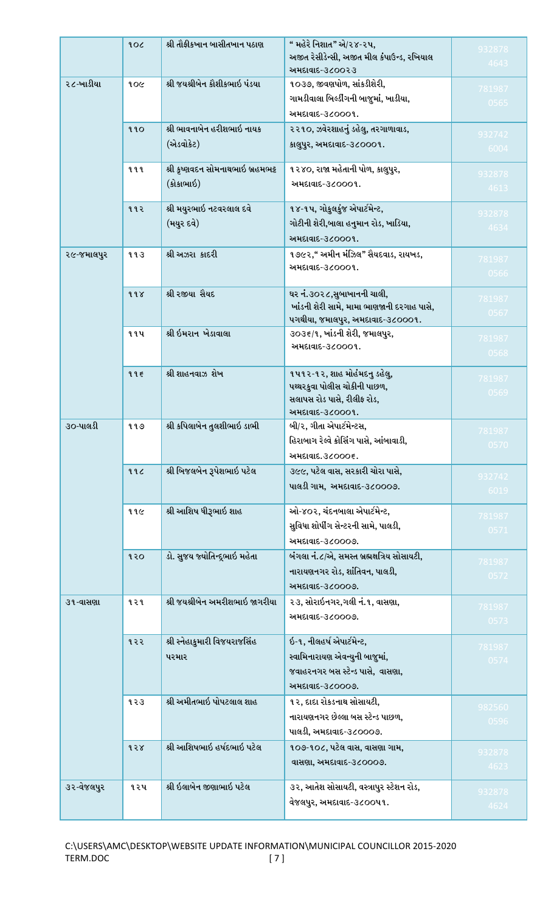| | | | | |
|---|---|---|---|---|
| | ૧૦૮ | શ્રી તૌફીકખાન બાસીતખાન પઠાણ | " મહેરે નિશાત" એ/૨૪-૨૫, અજીત રેસીડેન્સી, અજીત મીલ કંપાઉન્ડ, રખિયાલ અમદાવાદ-૩૮૦૦૨૩ | 932878 4643 |
| ૨૮-ખાડીયા | ૧૦૯ | શ્રી જયશ્રીબેન કૌશીકભાઇ પંડયા | ૧૦૩૭, જીવણપોળ, સાંકડીશેરી, ગામડીવાલા બિલ્ડીંગની બાજુમાં, ખાડીયા, અમદાવાદ-૩૮૦૦૦૧. | 781987 0565 |
| | ૧૧૦ | શ્રી ભાવનાબેન હરીશભાઇ નાયક (એડવોકેટ) | ૨૨૧૦, ઝવેરશાહનું ડહેલુ, તરગાળાવાડ, કાલુપુર, અમદાવાદ-૩૮૦૦૦૧. | 932742 6004 |
| | ૧૧૧ | શ્રી કૃષ્ણવદન સોમનાથભાઇ બ્રહમભટ્ટ (કોકાભાઇ) | ૧૨૪૦, રાજા મહેતાની પોળ, કાલુપુર, અમદાવાદ-૩૮૦૦૦૧. | 932878 4613 |
| | ૧૧૨ | શ્રી મયુરભાઇ નટવરલાલ દવે (મયુર દવે) | ૧૪-૧૫, ગોકુલકુંજ એપાર્ટમેન્ટ, ગોટીની શેરી,ભાલા હનુમાન રોડ, ખાડિયા, અમદાવાદ-૩૮૦૦૦૧. | 932878 4634 |
| ૨૯-જમાલપુર | ૧૧૩ | શ્રી અઝરા કાદરી | ૧૭૯૨," અમીન મંઝિલ" સૈયદવાડ, રાયખડ, અમદાવાદ-૩૮૦૦૦૧. | 781987 0566 |
| | ૧૧૪ | શ્રી રજીયા સૈયદ | ઘર નં.૩૦૨૮,સુબાખાનની ચાલી, ખાંડની શેરી સામે, મામા ભાણજાની દરગાહ પાસે, પગથીયા, જમાલપુર, અમદાવાદ-૩૮૦૦૦૧. | 781987 0567 |
| | ૧૧૫ | શ્રી ઇમરાન ખેડાવાલા | ૩૦૩૬/૧, ખાંડની શેરી, જમાલપુર, અમદાવાદ-૩૮૦૦૦૧. | 781987 0568 |
| | ૧૧૬ | શ્રી શાહનવાઝ શેખ | ૧૫૧૨-૧૨, શાહ મોહંમદનુ ડહેલુ, પથ્થરકુવા પોલીસ ચોકીની પાછળ, સલાપસ રોડ પાસે, રીલીફ રોડ, અમદાવાદ-૩૮૦૦૦૧. | 781987 0569 |
| ૩૦-પાલડી | ૧૧૭ | શ્રી કપિલાબેન તુલશીભાઇ ડાભી | બી/૨, ગીતા એપાર્ટમેન્ટસ, હિરાભાગ રેલ્વે ક્રોસિંગ પાસે, આંબાવાડી, અમદાવાદ.૩૮૦૦૦૬. | 781987 0570 |
| | ૧૧૮ | શ્રી બિજલબેન રૂપેશભાઇ પટેલ | ૩૯૯, પટેલ વાસ, સરકારી ચોરા પાસે, પાલડી ગામ, અમદાવાદ-૩૮૦૦૦૭. | 932742 6019 |
| | ૧૧૯ | શ્રી આશિષ ધીરૂભાઇ શાહ | ઓ-૪૦૨, ચંદનબાલા એપાર્ટમેન્ટ, સુવિધા શોપીંગ સેન્ટરની સામે, પાલડી, અમદાવાદ-૩૮૦૦૦૭. | 781987 0571 |
| | ૧૨૦ | ડો. સુજય જ્યોતિન્દ્રભાઇ મહેતા | બંગલા નં.૮/એ, સમસ્ત બ્રહ્મક્ષત્રિય સોસાયટી, નારાયણનગર રોડ, શાંતિવન, પાલડી, અમદાવાદ-૩૮૦૦૦૭. | 781987 0572 |
| ૩૧-વાસણા | ૧૨૧ | શ્રી જયશ્રીબેન અમરીશભાઇ જાગરીયા | ૨૩, સોરાઇનગર,ગલી નં.૧, વાસણા, અમદાવાદ-૩૮૦૦૦૭. | 781987 0573 |
| | ૧૨૨ | શ્રી સ્નેહાકુમારી વિજયરાજસિંહ પરમાર | ઇ-૧, નીલહર્ષ એપાર્ટમેન્ટ, સ્વામિનારાયણ એવન્યુની બાજુમાં, જવાહરનગર બસ સ્ટેન્ડ પાસે, વાસણા, અમદાવાદ-૩૮૦૦૦૭. | 781987 0574 |
| | ૧૨૩ | શ્રી અમીતભાઇ પોપટલાલ શાહ | ૧૨, દાદા રોકડનાથ સોસાયટી, નારાયણનગર છેલ્લા બસ સ્ટેન્ડ પાછળ, પાલડી, અમદાવાદ-૩૮૦૦૦૭. | 982560 0596 |
| | ૧૨૪ | શ્રી આશિષભાઇ હર્ષદભાઇ પટેલ | ૧૦૭-૧૦૮, પટેલ વાસ, વાસણા ગામ, વાસણા, અમદાવાદ-૩૮૦૦૦૭. | 932878 4623 |
| ૩૨-વેજલપુર | ૧૨૫ | શ્રી ઇલાબેન જીણાભાઇ પટેલ | ૩૨, આતેશ સોસાયટી, વસ્ત્રાપુર સ્ટેશન રોડ, વેજલપુર, અમદાવાદ-૩૮૦૦૫૧. | 932878 4624 |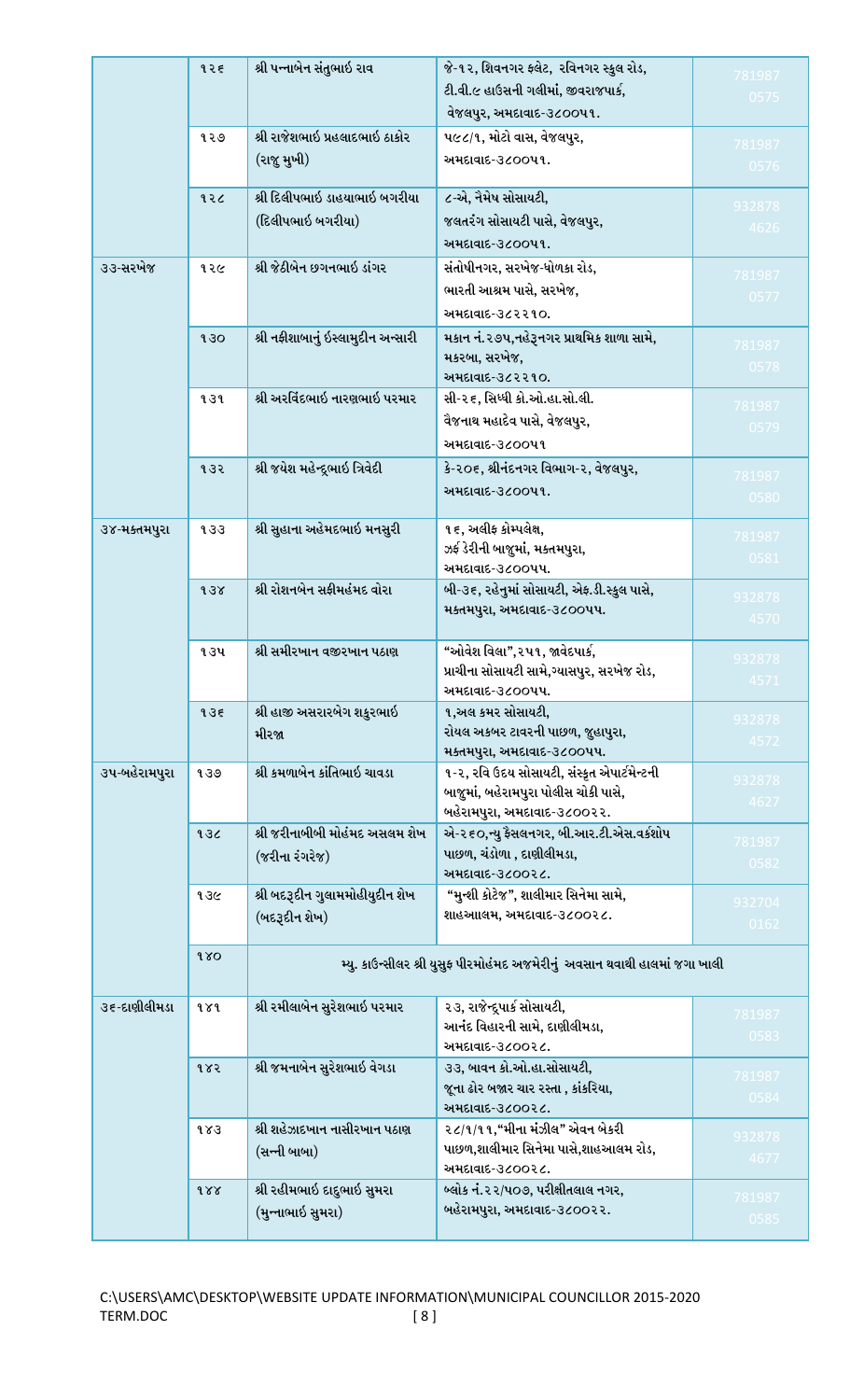|  |  |  |  |  |
|---|---|---|---|---|
|  | ૧૨૬ | શ્રી પન્નાબેન સંતુભાઈ રાવ | જે-૧૨, શિવનગર ફ્લેટ, રવિનગર સ્કુલ રોડ, ટી.વી.૯ હાઉસની ગલીમાં, જીવરાજપાર્ક, વેજલપુર, અમદાવાદ-૩૮૦૦૫૧. | 7819870575 |
|  | ૧૨૭ | શ્રી રાજેશભાઈ પ્રહલાદભાઈ ઠાકોર (રાજુ મુખી) | ૫૯૮/૧, મોટો વાસ, વેજલપુર, અમદાવાદ-૩૮૦૦૫૧. | 7819870576 |
|  | ૧૨૮ | શ્રી દિલીપભાઈ ડાહયાભાઈ બગરીયા (દિલીપભાઈ બગરીયા) | ૮-એ, નૈમેષ સોસાયટી, જલતરંગ સોસાયટી પાસે, વેજલપુર, અમદાવાદ-૩૮૦૦૫૧. | 9328784626 |
| ૩૩-સરખેજ | ૧૨૯ | શ્રી જેઠીબેન છગનભાઈ ડાંગર | સંતોષીનગર, સરખેજ-ધોળકા રોડ, ભારતી આશ્રમ પાસે, સરખેજ, અમદાવાદ-૩૮૨૨૧૦. | 7819870577 |
|  | ૧૩૦ | શ્રી નફીશાબાનું ઇસ્લામુદીન અન્સારી | મકાન નં.૨૭૫,નહેરૂનગર પ્રાથમિક શાળા સામે, મકરબા, સરખેજ, અમદાવાદ-૩૮૨૨૧૦. | 7819870578 |
|  | ૧૩૧ | શ્રી અરવિંદભાઈ નારણભાઈ પરમાર | સી-૨૬, સિધ્ધી કો.ઓ.હા.સો.લી. વૈજનાથ મહાદેવ પાસે, વેજલપુર, અમદાવાદ-૩૮૦૦૫૧ | 7819870579 |
|  | ૧૩૨ | શ્રી જયેશ મહેન્દ્રભાઈ ત્રિવેદી | કે-૨૦૬, શ્રીનંદનગર વિભાગ-૨, વેજલપુર, અમદાવાદ-૩૮૦૦૫૧. | 7819870580 |
| ૩૪-મક્તમપુરા | ૧૩૩ | શ્રી સુહાના અહેમદભાઈ મનસુરી | ૧૬, અલીફ કોમ્પલેક્ષ, ઝઈ ડેરીની બાજુમાં, મક્તમપુરા, અમદાવાદ-૩૮૦૦૫૫. | 7819870581 |
|  | ૧૩૪ | શ્રી રોશનબેન સફીમહંમદ વોરા | બી-૩૬, રહેનુમાં સોસાયટી, એફ.ડી.સ્કુલ પાસે, મક્તમપુરા, અમદાવાદ-૩૮૦૦૫૫. | 9328784570 |
|  | ૧૩૫ | શ્રી સમીરખાન વજીરખાન પઠાણ | "ઓવેશ વિલા",૨૫૧, જાવેદપાર્ક, પ્રાચીના સોસાયટી સામે,ગ્યાસપુર, સરખેજ રોડ, અમદાવાદ-૩૮૦૦૫૫. | 9328784571 |
|  | ૧૩૬ | શ્રી હાજી અસરારબેગ શકુરભાઈ મીરજા | ૧,અલ કમર સોસાયટી, રોયલ અકબર ટાવરની પાછળ, જુહાપુરા, મક્તમપુરા, અમદાવાદ-૩૮૦૦૫૫. | 9328784572 |
| ૩૫-બહેરામપુરા | ૧૩૭ | શ્રી કમળાબેન કાંતિભાઈ ચાવડા | ૧-૨, રવિ ઉદય સોસાયટી, સંસ્કૃત એપાર્ટમેન્ટની બાજુમાં, બહેરામપુરા પોલીસ ચોકી પાસે, બહેરામપુરા, અમદાવાદ-૩૮૦૦૨૨. | 9328784627 |
|  | ૧૩૮ | શ્રી જરીનાબીબી મોહંમદ અસલમ શેખ (જરીના રંગરેજ) | એ-૨૬૦,ન્યુ ફૈસલનગર, બી.આર.ટી.એસ.વર્કશોપ પાછળ, ચંડોળા , દાણીલીમડા, અમદાવાદ-૩૮૦૦૨૮. | 7819870582 |
|  | ૧૩૯ | શ્રી બદરૂદીન ગુલામમોહીયુદીન શેખ (બદરૂદીન શેખ) | "મુન્શી કોટેજ", શાલીમાર સિનેમા સામે, શાહઆલમ, અમદાવાદ-૩૮૦૦૨૮. | 9327040162 |
|  | ૧૪૦ | મ્યુ. કાઉન્સીલર શ્રી યુસુફ પીરમોહંમદ અજમેરીનું અવસાન થવાથી હાલમાં જગા ખાલી |  |  |
| ૩૬-દાણીલીમડા | ૧૪૧ | શ્રી રમીલાબેન સુરેશભાઈ પરમાર | ૨૩, રાજેન્દ્રપાર્ક સોસાયટી, આનંદ વિહારની સામે, દાણીલીમડા, અમદાવાદ-૩૮૦૦૨૮. | 7819870583 |
|  | ૧૪૨ | શ્રી જમનાબેન સુરેશભાઈ વેગડા | ૩૩, બાવન કો.ઓ.હા.સોસાયટી, જૂના ઢોર બજાર ચાર રસ્તા , કાંકરિયા, અમદાવાદ-૩૮૦૦૨૮. | 7819870584 |
|  | ૧૪૩ | શ્રી શહેઝાદખાન નાસીરખાન પઠાણ (સન્ની બાબા) | ૨૮/૧/૧૧,"મીના મંઝીલ" એવન બેકરી પાછળ,શાલીમાર સિનેમા પાસે,શાહઆલમ રોડ, અમદાવાદ-૩૮૦૦૨૮. | 9328784677 |
|  | ૧૪૪ | શ્રી રહીમભાઈ દાદુભાઈ સુમરા (મુન્નાભાઈ સુમરા) | બ્લોક નં.૨૨/૫૦૭, પરીક્ષીતલાલ નગર, બહેરામપુરા, અમદાવાદ-૩૮૦૦૨૨. | 7819870585 |

C:\USERS\AMC\DESKTOP\WEBSITE UPDATE INFORMATION\MUNICIPAL COUNCILLOR 2015-2020 TERM.DOC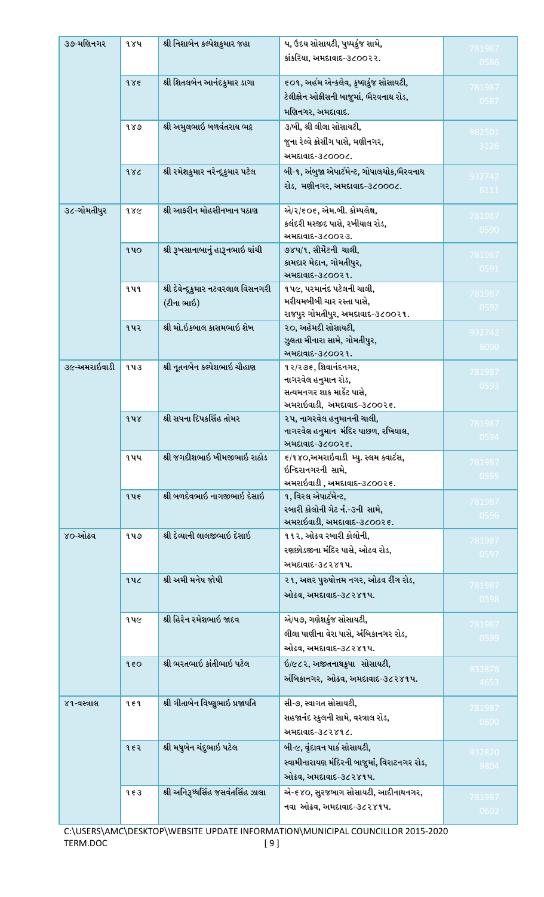| | | | | |
|---|---|---|---|---|
| ૩૭-મણિનગર | ૧૪૫ | શ્રી નિશાબેન કલ્પેશકુમાર જહા | ૫, ઉદય સોસાયટી, પુષ્પકુંજ સામે, કાંકરિયા, અમદાવાદ-૩૮૦૦૨૨. | 7819870586 |
| | ૧૪૬ | શ્રી શિતલબેન આનંદકુમાર ડાગા | ૬૦૧, અર્હમ એન્કલેવ, કૃષ્ણકુંજ સોસાયટી, ટેલીફોન ઓફીસની બાજુમાં, ભૈરવનાથ રોડ, મણિનગર, અમદાવાદ. | 7819870587 |
| | ૧૪૭ | શ્રી અમુલભાઇ બળવંતરાય ભટ્ટ | ૩/બી, શ્રી લીલા સોસાયટી, જુના રેલ્વે ક્રોસીંગ પાસે, મણીનગર, અમદાવાદ-૩૮૦૦૦૮. | 9825013126 |
| | ૧૪૮ | શ્રી રમેશકુમાર નરેન્દ્રકુમાર પટેલ | બી-૧, અંબુજા એપાર્ટમેન્ટ, ગોપાલચોક,ભૈરવનાથ રોડ, મણીનગર, અમદાવાદ-૩૮૦૦૦૮. | 9327426111 |
| ૩૮-ગોમતીપુર | ૧૪૯ | શ્રી આફરીન મોહસીનખાન પઠાણ | એ/૨/૬૦૬, એમ.બી. કોમ્પલેક્ષ, કલંદરી મસ્જીદ પાસે, રખીયાલ રોડ, અમદાવાદ-૩૮૦૦૨૩. | 7819870590 |
| | ૧૫૦ | શ્રી રૂખસાનાબાનું હારૂનભાઇ ઘાંચી | ૭૪૫/૧, સીમેંટની ચાલી, કામદાર મેદાન, ગોમતીપુર, અમદાવાદ-૩૮૦૦૨૧. | 7819870591 |
| | ૧૫૧ | શ્રી દેવેન્દ્રકુમાર નટવરલાલ વિસનગરી (ટીના ભાઇ) | ૧૫૯, પરમાનંદ પટેલની ચાલી, મરીયમબીબી ચાર રસ્તા પાસે, રાજપુર ગોમતીપુર, અમદાવાદ-૩૮૦૦૨૧. | 7819870592 |
| | ૧૫૨ | શ્રી મો.ઇકબાલ કાસમભાઇ શેખ | ૨૦, અહેમદી સોસાયટી, ઝુલતા મીનારા સામે, ગોમતીપુર, અમદાવાદ-૩૮૦૦૨૧. | 9327426090 |
| ૩૯-અમરાઇવાડી | ૧૫૩ | શ્રી નૂતનબેન કલ્પેશભાઇ ચૌહાણ | ૧૨/૨૭૬, શિવાનંદનગર, નાગરવેલ હનુમાન રોડ, સત્યમનગર શાક માર્કેટ પાસે, અમરાઇવાડી, અમદાવાદ-૩૮૦૦૨૬. | 7819870593 |
| | ૧૫૪ | શ્રી સપના દિપકસિંહ તોમર | ૨૫, નાગરવેલ હનુમાનની ચાલી, નાગરવેલ હનુમાન મંદિર પાછળ, રખિયાલ, અમદાવાદ-૩૮૦૦૨૬. | 7819870594 |
| | ૧૫૫ | શ્રી જગદીશભાઇ ખીમજીભાઇ રાઠોડ | ૬/૧૪૦,અમરાઇવાડી મ્યુ. સ્લમ ક્વાર્ટસ, ઇન્દિરાનગરની સામે, અમરાઇવાડી , અમદાવાદ-૩૮૦૦૨૬. | 7819870595 |
| | ૧૫૬ | શ્રી બળદેવભાઇ નાગજીભાઇ દેસાઇ | ૧, વિરલ એપાર્ટમેન્ટ, રબારી કોલોની ગેટ નં.-૩ની સામે, અમરાઇવાડી, અમદાવાદ-૩૮૦૦૨૬. | 7819870596 |
| ૪૦-ઓઢવ | ૧૫૭ | શ્રી દેવ્યાની લાલજીભાઇ દેસાઇ | ૧૧૨, ઓઢવ રબારી કોલોની, રણછોડજીના મંદિર પાસે, ઓઢવ રોડ, અમદાવાદ-૩૮૨૪૧૫. | 7819870597 |
| | ૧૫૮ | શ્રી અમી મનેષ જોષી | ૨૧, અક્ષર પુરુષોત્તમ નગર, ઓઢવ રીંગ રોડ, ઓઢવ, અમદાવાદ-૩૮૨૪૧૫. | 7819870598 |
| | ૧૫૯ | શ્રી હિરેન રમેશભાઇ જાદવ | એ/૫૭, ગણેશકુંજ સોસાયટી, લીલા પાણીના વેરા પાસે, અંબિકાનગર રોડ, ઓઢવ, અમદાવાદ-૩૮૨૪૧૫. | 7819870599 |
| | ૧૬૦ | શ્રી ભરતભાઇ કાંતીભાઇ પટેલ | ઇ/૯૮૨, અજીતનાથકૃપા સોસાયટી, અંબિકાનગર, ઓઢવ, અમદાવાદ-૩૮૨૪૧૫. | 9328784653 |
| ૪૧-વસ્ત્રાલ | ૧૬૧ | શ્રી ગીતાબેન વિષ્ણુભાઇ પ્રજાપતિ | સી-૭, સ્વાગત સોસાયટી, સહજાનંદ સ્કુલની સામે, વસ્ત્રાલ રોડ, અમદાવાદ-૩૮૨૪૧૮. | 7819870600 |
| | ૧૬૨ | શ્રી મધુબેન ચંદુભાઇ પટેલ | બી-૯, વૃંદાવન પાર્ક સોસાયટી, સ્વામીનારાયણ મંદિરની બાજુમાં, વિરાટનગર રોડ, ઓઢવ, અમદાવાદ-૩૮૨૪૧૫. | 9328209804 |
| | ૧૬૩ | શ્રી અનિરૂધ્ધસિંહ જસવંતસિંહ ઝાલા | એ-૬૪૦, સુરજબાગ સોસાયટી, આદીનાથનગર, નવા ઓઢવ, અમદાવાદ-૩૮૨૪૧૫. | 7819870602 |

C:\USERS\AMC\DESKTOP\WEBSITE UPDATE INFORMATION\MUNICIPAL COUNCILLOR 2015-2020 TERM.DOC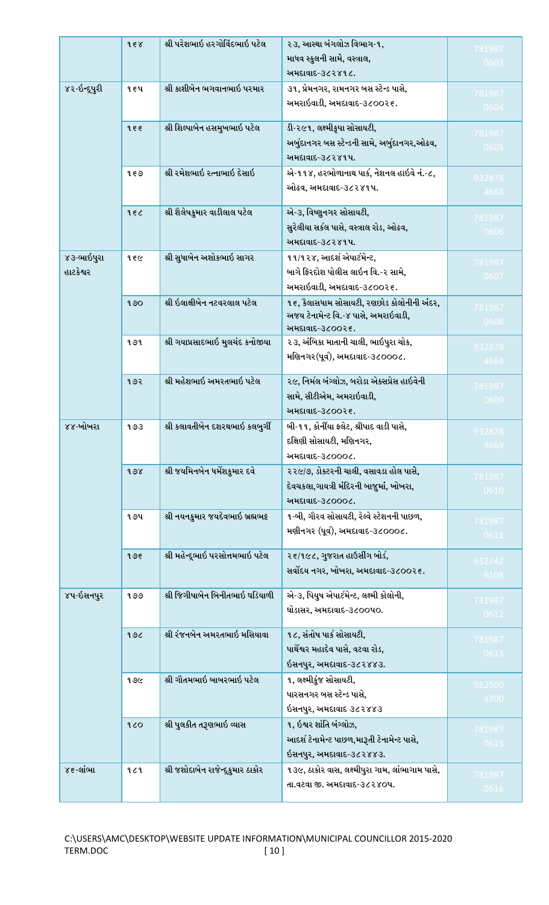| | | | | |
|---|---|---|---|---|
| | ૧૬૪ | શ્રી પરેશભાઈ હરગોવિંદભાઈ પટેલ | ૨૩, આસ્થા બંગલોઝ વિભાગ-૧, માધવ સ્કુલની સામે, વસ્ત્રાલ, અમદાવાદ-૩૮૨૪૧૮. | 781987 0603 |
| ૪૨-ઇન્દ્રપુરી | ૧૬૫ | શ્રી કાશીબેન ભગવાનભાઈ પરમાર | ૩૧, પ્રેમનગર, રામનગર બસ સ્ટેન્ડ પાસે, અમરાઈવાડી, અમદાવાદ-૩૮૦૦૨૬. | 781987 0604 |
| | ૧૬૬ | શ્રી શિલ્પાબેન હસમુખભાઈ પટેલ | ડી-૨૯૧, લક્ષ્મીકૃપા સોસાયટી, અર્બુદાનગર બસ સ્ટેન્ડની સામે, અર્બુદાનગર,ઓઢવ, અમદાવાદ-૩૮૨૪૧૫. | 781987 0605 |
| | ૧૬૭ | શ્રી રમેશભાઈ રત્નાભાઈ દેસાઈ | એ-૧૧૪, હરભોળાનાથ પાર્ક, નેશનલ હાઈવે નં.-૮, ઓઢવ, અમદાવાદ-૩૮૨૪૧૫. | 932878 4668 |
| | ૧૬૮ | શ્રી શૈલેષકુમાર વાડીલાલ પટેલ | એ-૩, વિષ્ણુનગર સોસાયટી, સુરેલીયા સર્કલ પાસે, વસ્ત્રાલ રોડ, ઓઢવ, અમદાવાદ-૩૮૨૪૧૫. | 781987 0606 |
| ૪૩-ભાઈપુરા હાટકેશ્વર | ૧૬૯ | શ્રી સુધાબેન અશોકભાઈ સાગર | ૧૧/૧૨૪, આદર્શ એપાર્ટમેન્ટ, બાગે ફિરદોશ પોલીસ લાઈન વિ.-૨ સામે, અમરાઈવાડી, અમદાવાદ-૩૮૦૦૨૬. | 781987 0607 |
| | ૧૭૦ | શ્રી ઇલાક્ષીબેન નટવરલાલ પટેલ | ૧૬, કૈલાસધામ સોસાયટી, રણછોડ કોલોનીની અંદર, અજય ટેનામેન્ટ વિ.-૪ પાસે, અમરાઈવાડી, અમદાવાદ-૩૮૦૦૨૬. | 781987 0608 |
| | ૧૭૧ | શ્રી ગયાપ્રસાદભાઈ મુલચંદ કનોજીયા | ૨૩, અંબિકા માતાની ચાલી, ભાઈપુરા ચોક, મણિનગર(પૂર્વ), અમદાવાદ-૩૮૦૦૦૮. | 932878 4664 |
| | ૧૭૨ | શ્રી મહેશભાઈ અમરતભાઈ પટેલ | ૨૯, નિર્મલ બંગ્લોઝ, બરોડા એક્સપ્રેસ હાઈવેની સામે, સીટીએમ, અમરાઈવાડી, અમદાવાદ-૩૮૦૦૨૬. | 781987 0609 |
| ૪૪-ખોખરા | ૧૭૩ | શ્રી કલાવતીબેન દશરથભાઈ કલબુર્ગી | બી-૧૧, કોર્નીયા ફ્લેટ, શ્રીપાદ વાડી પાસે, દક્ષિણી સોસાયટી, મણિનગર, અમદાવાદ-૩૮૦૦૦૮. | 932878 4669 |
| | ૧૭૪ | શ્રી જયમિનબેન ધર્મેશકુમાર દવે | ૨૨૯/૭, ડોક્ટરની ચાલી, વસાવડા હોલ પાસે, દેવચકલા,ગાયત્રી મંદિરની બાજુમાં, ખોખરા, અમદાવાદ-૩૮૦૦૦૮. | 781987 0610 |
| | ૧૭૫ | શ્રી નયનકુમાર જયદેવભાઈ બ્રહ્મભટ્ટ | ૧-બી, ગૌરવ સોસાયટી, રેલ્વે સ્ટેશનની પાછળ, મણીનગર (પૂર્વ), અમદાવાદ-૩૮૦૦૦૮. | 781987 0611 |
| | ૧૭૬ | શ્રી મહેન્દ્રભાઈ પરસોત્તમભાઈ પટેલ | ૨૬/૧૯૮, ગુજરાત હાઉસીંગ બોર્ડ, સર્વોદય નગર, ખોખરા, અમદાવાદ-૩૮૦૦૨૬. | 932742 6108 |
| ૪૫-ઇસનપુર | ૧૭૭ | શ્રી જિગીષાબેન બિનીતભાઈ ઘડિયાળી | એ-૩, પિયુષ એપાર્ટમેન્ટ, લક્ષ્મી કોલોની, ઘોડાસર, અમદાવાદ-૩૮૦૦૫૦. | 781987 0612 |
| | ૧૭૮ | શ્રી રંજનબેન અમરતભાઈ મસિયાવા | ૧૮, સંતોષ પાર્ક સોસાયટી, પાર્શ્વેશ્વર મહાદેવ પાસે, વટવા રોડ, ઇસનપુર, અમદાવાદ-૩૮૨૪૪૩. | 781987 0613 |
| | ૧૭૯ | શ્રી ગૌતમભાઈ બાબરભાઈ પટેલ | ૧, લક્ષ્મીકુંજ સોસાયટી, પારસનગર બસ સ્ટેન્ડ પાસે, ઇસનપુર, અમદાવાદ ૩૮૨૪૪૩ | 982500 4700 |
| | ૧૮૦ | શ્રી પુલકીત તરૂણભાઈ વ્યાસ | ૧, ઇશ્વર શાંતિ બંગ્લોઝ, આદર્શ ટેનામેન્ટ પાછળ,મારૂતી ટેનામેન્ટ પાસે, ઇસનપુર, અમદાવાદ-૩૮૨૪૪૩. | 781987 0615 |
| ૪૬-લાંભા | ૧૮૧ | શ્રી જશોદાબેન રાજેન્દ્રકુમાર ઠાકોર | ૧૩૯, ઠાકોર વાસ, લક્ષ્મીપુરા ગામ, લાંભાગામ પાસે, તા.વટવા જી. અમદાવાદ-૩૮૨૪૦૫. | 781987 0616 |

C:\USERS\AMC\DESKTOP\WEBSITE UPDATE INFORMATION\MUNICIPAL COUNCILLOR 2015-2020 TERM.DOC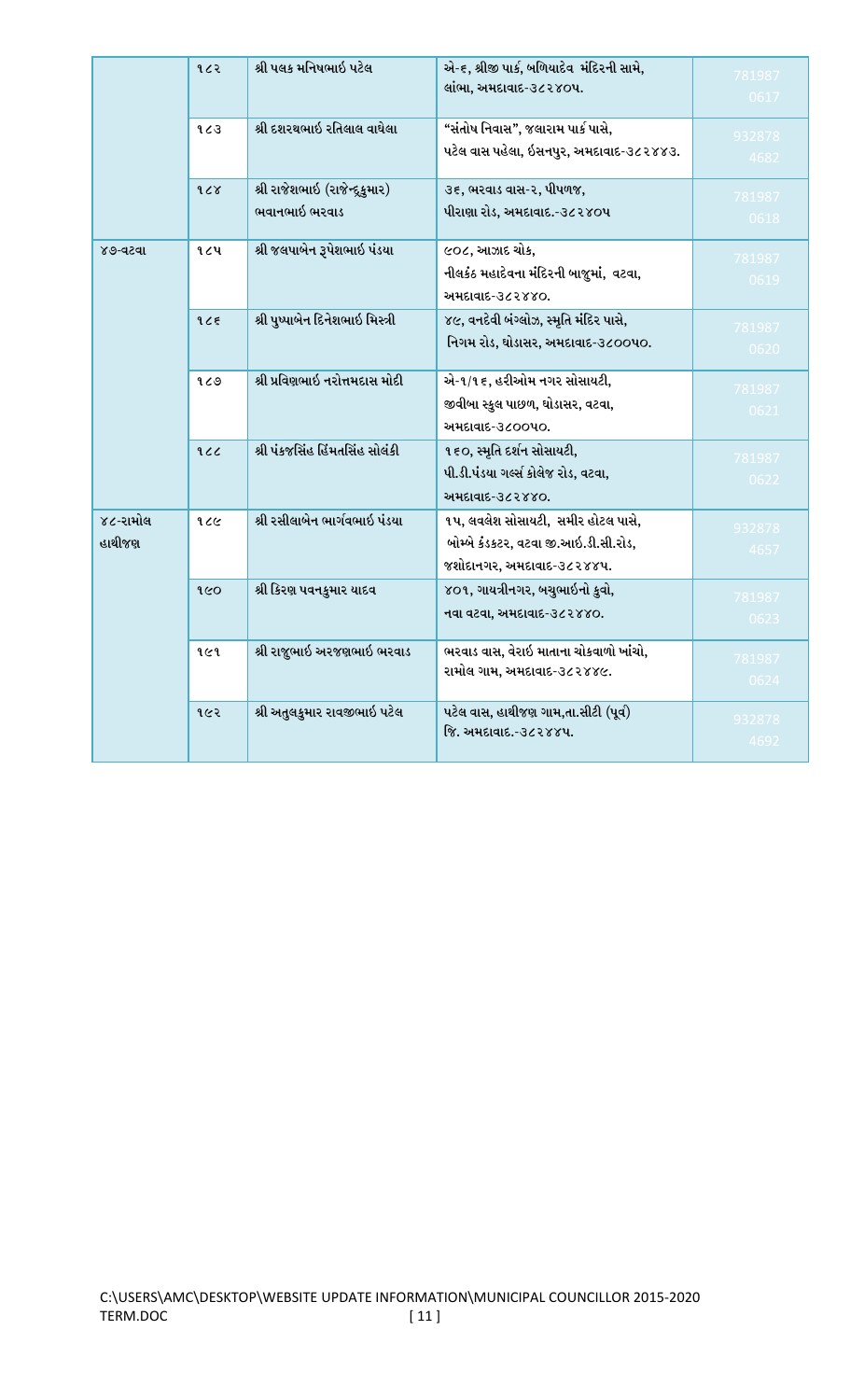| | | | | |
|---|---|---|---|---|
| | ૧૮૨ | શ્રી પલક મનિષભાઇ પટેલ | એ-૬, શ્રીજી પાર્ક, બળિયાદેવ મંદિરની સામે, લાંભા, અમદાવાદ-૩૮૨૪૦૫. | 781987 0617 |
| | ૧૮૩ | શ્રી દશરથભાઇ રતિલાલ વાઘેલા | "સંતોષ નિવાસ", જલારામ પાર્ક પાસે, પટેલ વાસ પહેલા, ઇસનપુર, અમદાવાદ-૩૮૨૪૪૩. | 932878 4682 |
| | ૧૮૪ | શ્રી રાજેશભાઇ (રાજેન્દ્રકુમાર) ભવાનભાઇ ભરવાડ | ૩૬, ભરવાડ વાસ-૨, પીપળજ, પીરાણા રોડ, અમદાવાદ.-૩૮૨૪૦૫ | 781987 0618 |
| ૪૭-વટવા | ૧૮૫ | શ્રી જલપાબેન રૂપેશભાઇ પંડયા | ૯૦૮, આઝાદ ચોક, નીલકંઠ મહાદેવના મંદિરની બાજુમાં, વટવા, અમદાવાદ-૩૮૨૪૪૦. | 781987 0619 |
| | ૧૮૬ | શ્રી પુષ્પાબેન દિનેશભાઇ મિસ્ત્રી | ૪૯, વનદેવી બંગ્લોઝ, સ્મૃતિ મંદિર પાસે, નિગમ રોડ, ઘોડાસર, અમદાવાદ-૩૮૦૦૫૦. | 781987 0620 |
| | ૧૮૭ | શ્રી પ્રવિણભાઇ નરોત્તમદાસ મોદી | એ-૧/૧૬, હરીઓમ નગર સોસાયટી, જીવીબા સ્કુલ પાછળ, ઘોડાસર, વટવા, અમદાવાદ-૩૮૦૦૫૦. | 781987 0621 |
| | ૧૮૮ | શ્રી પંકજસિંહ હિંમતસિંહ સોલંકી | ૧૬૦, સ્મૃતિ દર્શન સોસાયટી, પી.ડી.પંડયા ગર્લ્સ કોલેજ રોડ, વટવા, અમદાવાદ-૩૮૨૪૪૦. | 781987 0622 |
| ૪૮-રામોલ હાથીજણ | ૧૮૯ | શ્રી રસીલાબેન ભાર્ગવભાઇ પંડયા | ૧૫, લવલેશ સોસાયટી, સમીર હોટલ પાસે, બોમ્બે કંડકટર, વટવા જી.આઇ.ડી.સી.રોડ, જશોદાનગર, અમદાવાદ-૩૮૨૪૪૫. | 932878 4657 |
| | ૧૯૦ | શ્રી કિરણ પવનકુમાર યાદવ | ૪૦૧, ગાયત્રીનગર, બચુભાઇનો કુવો, નવા વટવા, અમદાવાદ-૩૮૨૪૪૦. | 781987 0623 |
| | ૧૯૧ | શ્રી રાજુભાઇ અરજણભાઇ ભરવાડ | ભરવાડ વાસ, વેરાઇ માતાના ચોકવાળો ખાંચો, રામોલ ગામ, અમદાવાદ-૩૮૨૪૪૯. | 781987 0624 |
| | ૧૯૨ | શ્રી અતુલકુમાર રાવજીભાઇ પટેલ | પટેલ વાસ, હાથીજણ ગામ,તા.સીટી (પૂર્વ) જિ. અમદાવાદ.-૩૮૨૪૪૫. | 932878 4692 |

C:\USERS\AMC\DESKTOP\WEBSITE UPDATE INFORMATION\MUNICIPAL COUNCILLOR 2015-2020 TERM.DOC